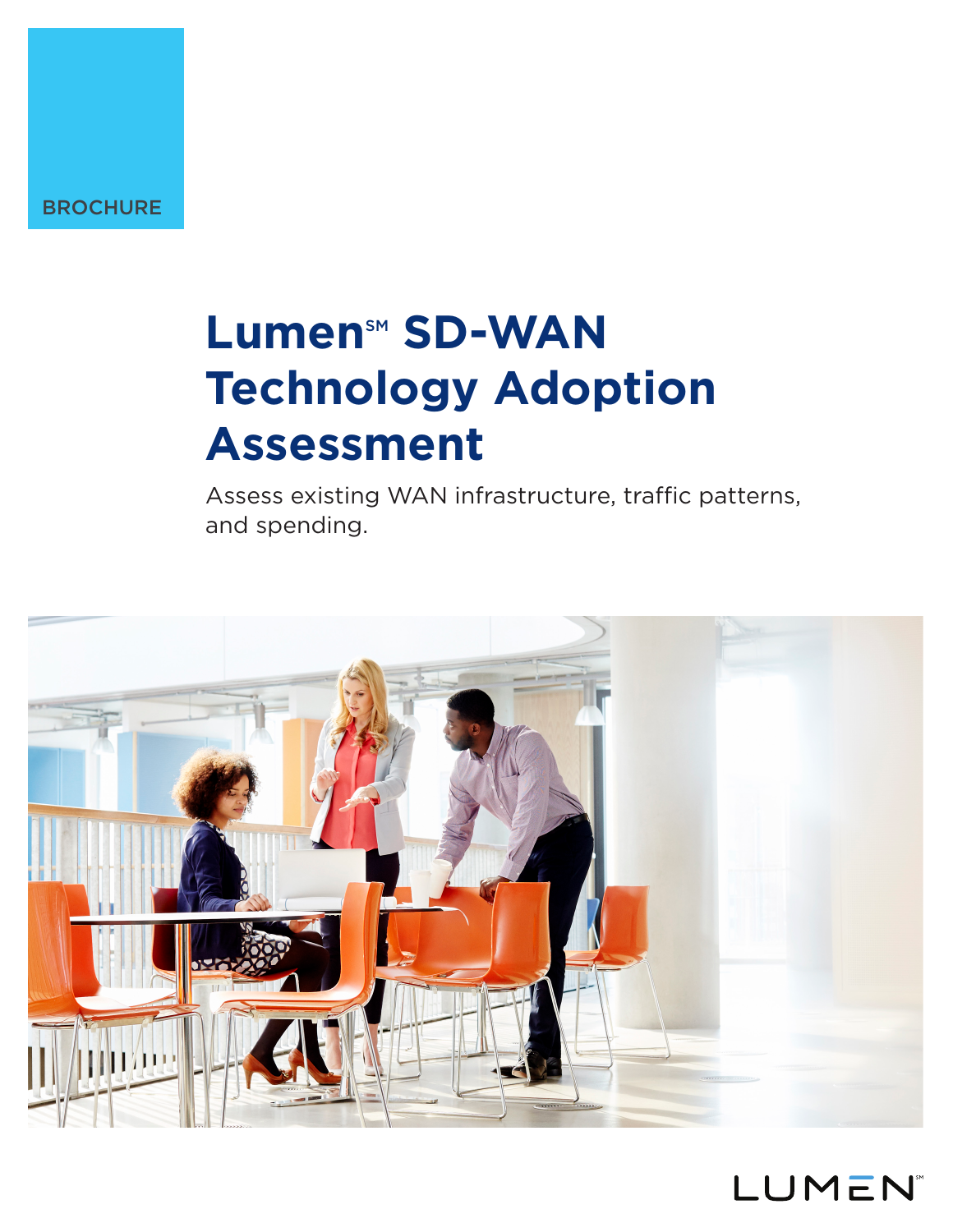BROCHURE

# Lumen℠ SD-WAN Technology Adoption Assessment

Assess existing WAN infrastructure, traffic patterns, and spending.

LUMEN℠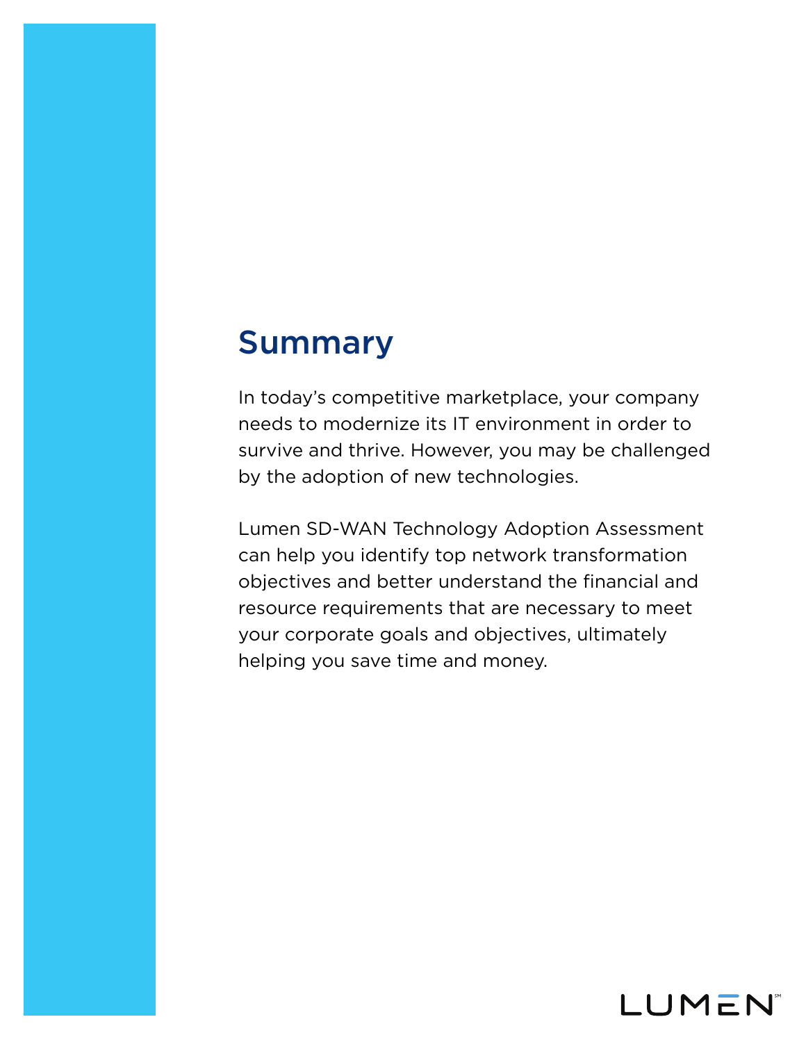## Summary

In today's competitive marketplace, your company needs to modernize its IT environment in order to survive and thrive. However, you may be challenged by the adoption of new technologies.

Lumen SD-WAN Technology Adoption Assessment can help you identify top network transformation objectives and better understand the financial and resource requirements that are necessary to meet your corporate goals and objectives, ultimately helping you save time and money.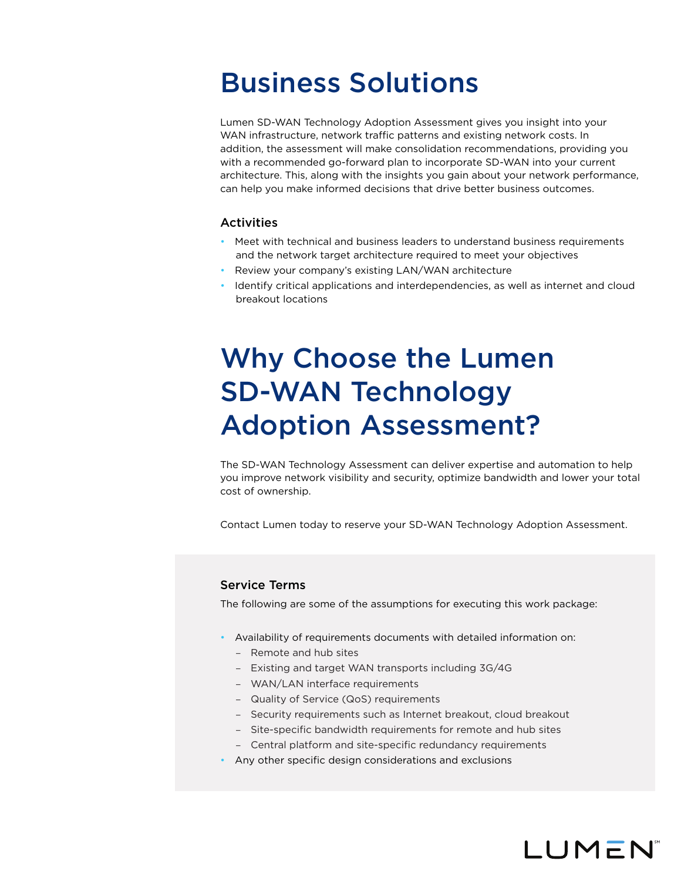# Business Solutions

Lumen SD-WAN Technology Adoption Assessment gives you insight into your WAN infrastructure, network traffic patterns and existing network costs. In addition, the assessment will make consolidation recommendations, providing you with a recommended go-forward plan to incorporate SD-WAN into your current architecture. This, along with the insights you gain about your network performance, can help you make informed decisions that drive better business outcomes.

### Activities

- Meet with technical and business leaders to understand business requirements and the network target architecture required to meet your objectives
- Review your company's existing LAN/WAN architecture
- Identify critical applications and interdependencies, as well as internet and cloud breakout locations

# Why Choose the Lumen SD-WAN Technology Adoption Assessment?

The SD-WAN Technology Assessment can deliver expertise and automation to help you improve network visibility and security, optimize bandwidth and lower your total cost of ownership.

Contact Lumen today to reserve your SD-WAN Technology Adoption Assessment.

### Service Terms

The following are some of the assumptions for executing this work package:

- Availability of requirements documents with detailed information on:
  - Remote and hub sites
  - Existing and target WAN transports including 3G/4G
  - WAN/LAN interface requirements
  - Quality of Service (QoS) requirements
  - Security requirements such as Internet breakout, cloud breakout
  - Site-specific bandwidth requirements for remote and hub sites
  - Central platform and site-specific redundancy requirements
- Any other specific design considerations and exclusions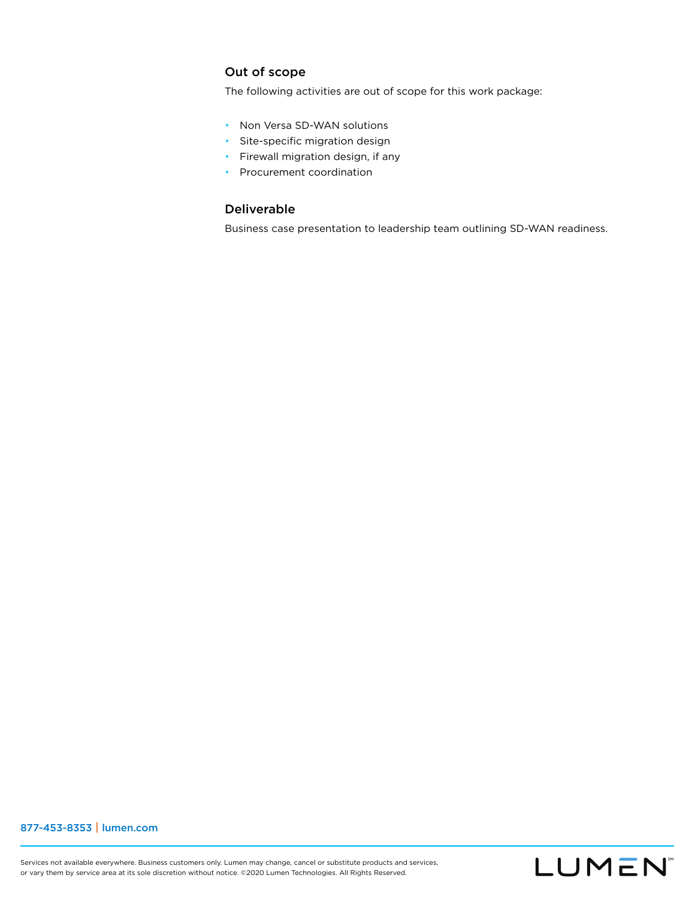### Out of scope

The following activities are out of scope for this work package:

- Non Versa SD-WAN solutions
- Site-specific migration design
- Firewall migration design, if any
- Procurement coordination

### Deliverable

Business case presentation to leadership team outlining SD-WAN readiness.

877-453-8353 | lumen.com

Services not available everywhere. Business customers only. Lumen may change, cancel or substitute products and services, or vary them by service area at its sole discretion without notice. ©2020 Lumen Technologies. All Rights Reserved.